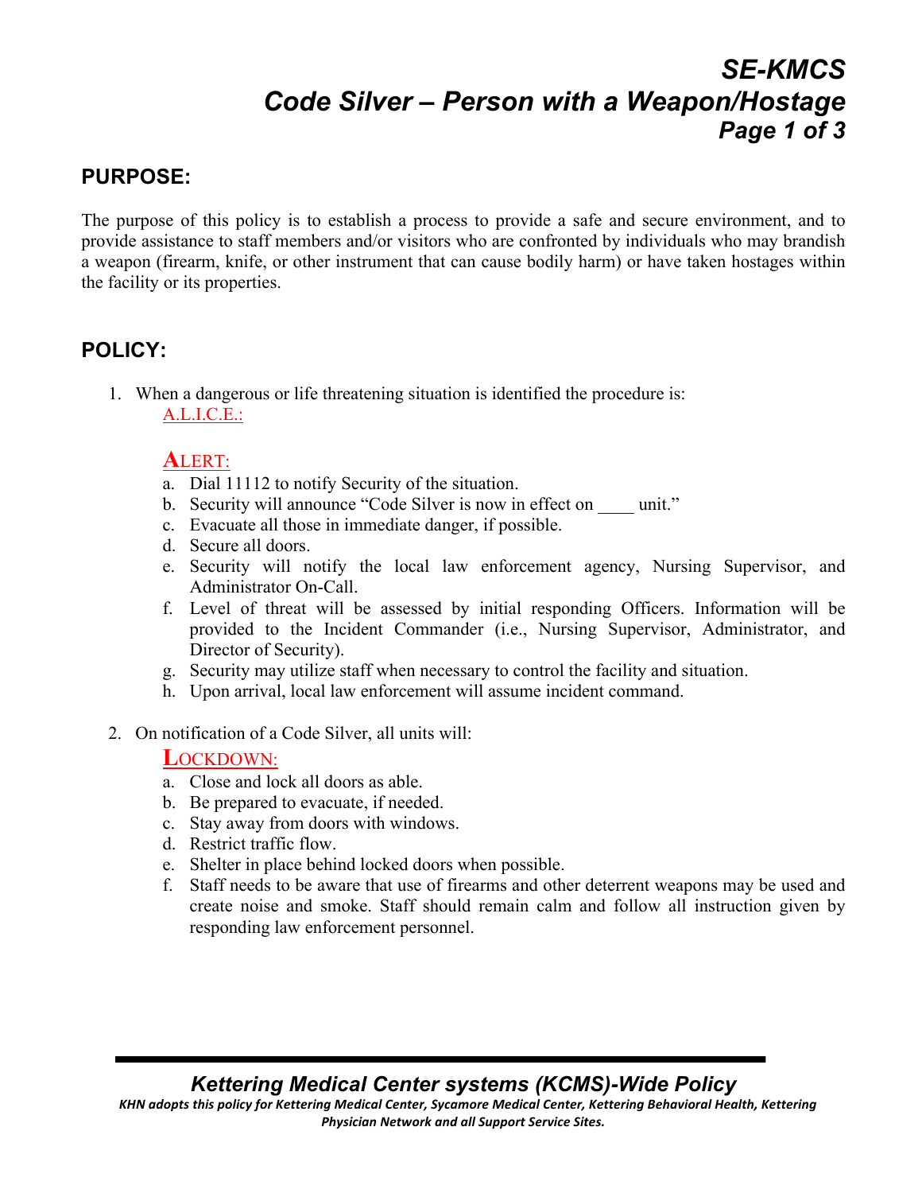# SE-KMCS
# Code Silver – Person with a Weapon/Hostage

## PURPOSE:

The purpose of this policy is to establish a process to provide a safe and secure environment, and to provide assistance to staff members and/or visitors who are confronted by individuals who may brandish a weapon (firearm, knife, or other instrument that can cause bodily harm) or have taken hostages within the facility or its properties.

## POLICY:

1. When a dangerous or life threatening situation is identified the procedure is:
   A.L.I.C.E.:

   **ALERT:**
   a. Dial 11112 to notify Security of the situation.
   b. Security will announce "Code Silver is now in effect on ____ unit."
   c. Evacuate all those in immediate danger, if possible.
   d. Secure all doors.
   e. Security will notify the local law enforcement agency, Nursing Supervisor, and Administrator On-Call.
   f. Level of threat will be assessed by initial responding Officers. Information will be provided to the Incident Commander (i.e., Nursing Supervisor, Administrator, and Director of Security).
   g. Security may utilize staff when necessary to control the facility and situation.
   h. Upon arrival, local law enforcement will assume incident command.

2. On notification of a Code Silver, all units will:

   **LOCKDOWN:**
   a. Close and lock all doors as able.
   b. Be prepared to evacuate, if needed.
   c. Stay away from doors with windows.
   d. Restrict traffic flow.
   e. Shelter in place behind locked doors when possible.
   f. Staff needs to be aware that use of firearms and other deterrent weapons may be used and create noise and smoke. Staff should remain calm and follow all instruction given by responding law enforcement personnel.

*Kettering Medical Center systems (KCMS)-Wide Policy*

*KHN adopts this policy for Kettering Medical Center, Sycamore Medical Center, Kettering Behavioral Health, Kettering Physician Network and all Support Service Sites.*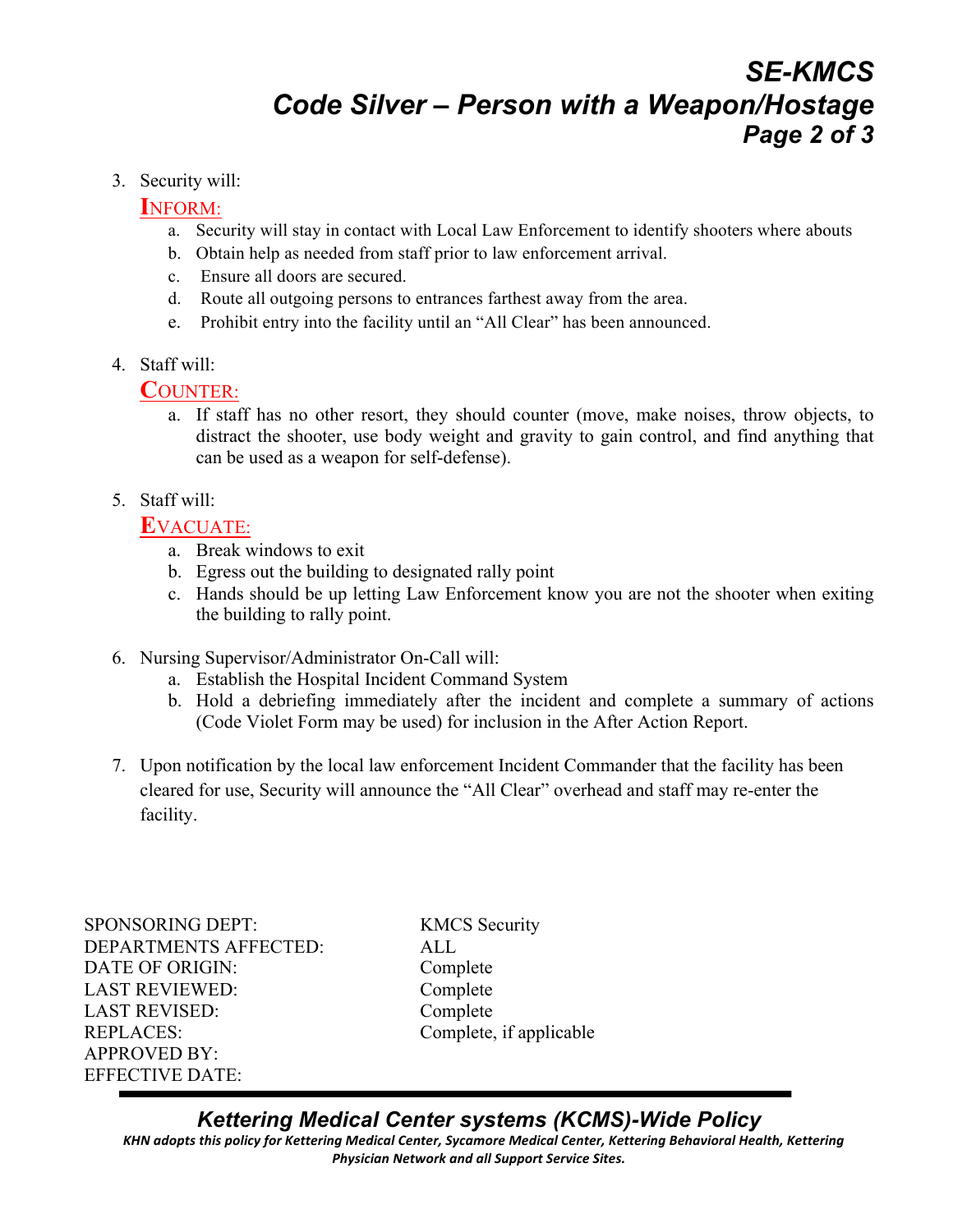3. Security will:

   INFORM:

   a. Security will stay in contact with Local Law Enforcement to identify shooters where abouts
   b. Obtain help as needed from staff prior to law enforcement arrival.
   c. Ensure all doors are secured.
   d. Route all outgoing persons to entrances farthest away from the area.
   e. Prohibit entry into the facility until an "All Clear" has been announced.

4. Staff will:

   COUNTER:

   a. If staff has no other resort, they should counter (move, make noises, throw objects, to distract the shooter, use body weight and gravity to gain control, and find anything that can be used as a weapon for self-defense).

5. Staff will:

   EVACUATE:

   a. Break windows to exit
   b. Egress out the building to designated rally point
   c. Hands should be up letting Law Enforcement know you are not the shooter when exiting the building to rally point.

6. Nursing Supervisor/Administrator On-Call will:
   a. Establish the Hospital Incident Command System
   b. Hold a debriefing immediately after the incident and complete a summary of actions (Code Violet Form may be used) for inclusion in the After Action Report.

7. Upon notification by the local law enforcement Incident Commander that the facility has been cleared for use, Security will announce the "All Clear" overhead and staff may re-enter the facility.

| | |
|---|---|
| SPONSORING DEPT: | KMCS Security |
| DEPARTMENTS AFFECTED: | ALL |
| DATE OF ORIGIN: | Complete |
| LAST REVIEWED: | Complete |
| LAST REVISED: | Complete |
| REPLACES: | Complete, if applicable |
| APPROVED BY: | |
| EFFECTIVE DATE: | |

***Kettering Medical Center systems (KCMS)-Wide Policy***

***KHN adopts this policy for Kettering Medical Center, Sycamore Medical Center, Kettering Behavioral Health, Kettering Physician Network and all Support Service Sites.***